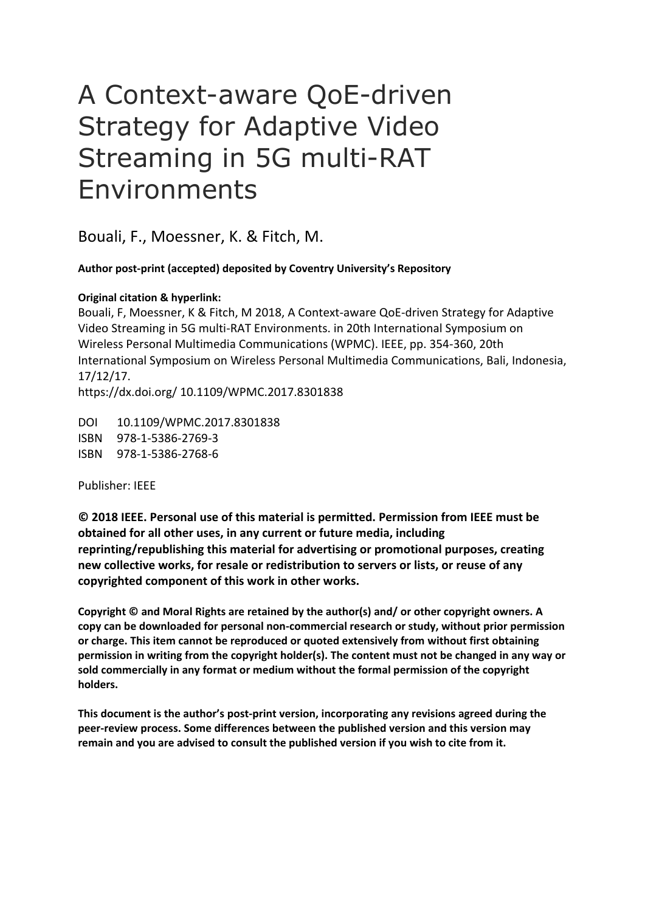# A Context-aware QoE-driven Strategy for Adaptive Video Streaming in 5G multi-RAT Environments

Bouali, F., Moessner, K. & Fitch, M.

**Author post-print (accepted) deposited by Coventry University's Repository**

**Original citation & hyperlink:**

Bouali, F, Moessner, K & Fitch, M 2018, A Context-aware QoE-driven Strategy for Adaptive Video Streaming in 5G multi-RAT Environments. in 20th International Symposium on Wireless Personal Multimedia Communications (WPMC). IEEE, pp. 354-360, 20th International Symposium on Wireless Personal Multimedia Communications, Bali, Indonesia, 17/12/17.

https://dx.doi.org/ 10.1109/WPMC.2017.8301838

DOI 10.1109/WPMC.2017.8301838
ISBN 978-1-5386-2769-3
ISBN 978-1-5386-2768-6

Publisher: IEEE

**© 2018 IEEE. Personal use of this material is permitted. Permission from IEEE must be obtained for all other uses, in any current or future media, including reprinting/republishing this material for advertising or promotional purposes, creating new collective works, for resale or redistribution to servers or lists, or reuse of any copyrighted component of this work in other works.**

**Copyright © and Moral Rights are retained by the author(s) and/ or other copyright owners. A copy can be downloaded for personal non-commercial research or study, without prior permission or charge. This item cannot be reproduced or quoted extensively from without first obtaining permission in writing from the copyright holder(s). The content must not be changed in any way or sold commercially in any format or medium without the formal permission of the copyright holders.**

**This document is the author's post-print version, incorporating any revisions agreed during the peer-review process. Some differences between the published version and this version may remain and you are advised to consult the published version if you wish to cite from it.**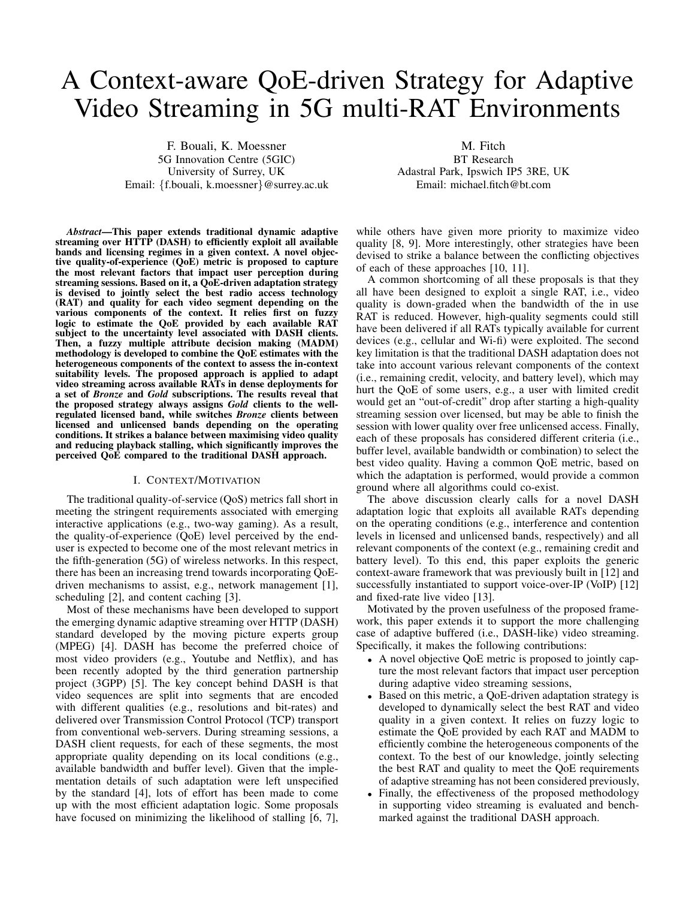# A Context-aware QoE-driven Strategy for Adaptive Video Streaming in 5G multi-RAT Environments

F. Bouali, K. Moessner
5G Innovation Centre (5GIC)
University of Surrey, UK
Email: {f.bouali, k.moessner}@surrey.ac.uk

M. Fitch
BT Research
Adastral Park, Ipswich IP5 3RE, UK
Email: michael.fitch@bt.com

***Abstract*—This paper extends traditional dynamic adaptive streaming over HTTP (DASH) to efficiently exploit all available bands and licensing regimes in a given context. A novel objective quality-of-experience (QoE) metric is proposed to capture the most relevant factors that impact user perception during streaming sessions. Based on it, a QoE-driven adaptation strategy is devised to jointly select the best radio access technology (RAT) and quality for each video segment depending on the various components of the context. It relies first on fuzzy logic to estimate the QoE provided by each available RAT subject to the uncertainty level associated with DASH clients. Then, a fuzzy multiple attribute decision making (MADM) methodology is developed to combine the QoE estimates with the heterogeneous components of the context to assess the in-context suitability levels. The proposed approach is applied to adapt video streaming across available RATs in dense deployments for a set of *Bronze* and *Gold* subscriptions. The results reveal that the proposed strategy always assigns *Gold* clients to the well-regulated licensed band, while switches *Bronze* clients between licensed and unlicensed bands depending on the operating conditions. It strikes a balance between maximising video quality and reducing playback stalling, which significantly improves the perceived QoE compared to the traditional DASH approach.**

## I. Context/Motivation

The traditional quality-of-service (QoS) metrics fall short in meeting the stringent requirements associated with emerging interactive applications (e.g., two-way gaming). As a result, the quality-of-experience (QoE) level perceived by the end-user is expected to become one of the most relevant metrics in the fifth-generation (5G) of wireless networks. In this respect, there has been an increasing trend towards incorporating QoE-driven mechanisms to assist, e.g., network management [1], scheduling [2], and content caching [3].

Most of these mechanisms have been developed to support the emerging dynamic adaptive streaming over HTTP (DASH) standard developed by the moving picture experts group (MPEG) [4]. DASH has become the preferred choice of most video providers (e.g., Youtube and Netflix), and has been recently adopted by the third generation partnership project (3GPP) [5]. The key concept behind DASH is that video sequences are split into segments that are encoded with different qualities (e.g., resolutions and bit-rates) and delivered over Transmission Control Protocol (TCP) transport from conventional web-servers. During streaming sessions, a DASH client requests, for each of these segments, the most appropriate quality depending on its local conditions (e.g., available bandwidth and buffer level). Given that the implementation details of such adaptation were left unspecified by the standard [4], lots of effort has been made to come up with the most efficient adaptation logic. Some proposals have focused on minimizing the likelihood of stalling [6, 7], while others have given more priority to maximize video quality [8, 9]. More interestingly, other strategies have been devised to strike a balance between the conflicting objectives of each of these approaches [10, 11].

A common shortcoming of all these proposals is that they all have been designed to exploit a single RAT, i.e., video quality is down-graded when the bandwidth of the in use RAT is reduced. However, high-quality segments could still have been delivered if all RATs typically available for current devices (e.g., cellular and Wi-fi) were exploited. The second key limitation is that the traditional DASH adaptation does not take into account various relevant components of the context (i.e., remaining credit, velocity, and battery level), which may hurt the QoE of some users, e.g., a user with limited credit would get an "out-of-credit" drop after starting a high-quality streaming session over licensed, but may be able to finish the session with lower quality over free unlicensed access. Finally, each of these proposals has considered different criteria (i.e., buffer level, available bandwidth or combination) to select the best video quality. Having a common QoE metric, based on which the adaptation is performed, would provide a common ground where all algorithms could co-exist.

The above discussion clearly calls for a novel DASH adaptation logic that exploits all available RATs depending on the operating conditions (e.g., interference and contention levels in licensed and unlicensed bands, respectively) and all relevant components of the context (e.g., remaining credit and battery level). To this end, this paper exploits the generic context-aware framework that was previously built in [12] and successfully instantiated to support voice-over-IP (VoIP) [12] and fixed-rate live video [13].

Motivated by the proven usefulness of the proposed framework, this paper extends it to support the more challenging case of adaptive buffered (i.e., DASH-like) video streaming. Specifically, it makes the following contributions:

- A novel objective QoE metric is proposed to jointly capture the most relevant factors that impact user perception during adaptive video streaming sessions,
- Based on this metric, a QoE-driven adaptation strategy is developed to dynamically select the best RAT and video quality in a given context. It relies on fuzzy logic to estimate the QoE provided by each RAT and MADM to efficiently combine the heterogeneous components of the context. To the best of our knowledge, jointly selecting the best RAT and quality to meet the QoE requirements of adaptive streaming has not been considered previously,
- Finally, the effectiveness of the proposed methodology in supporting video streaming is evaluated and benchmarked against the traditional DASH approach.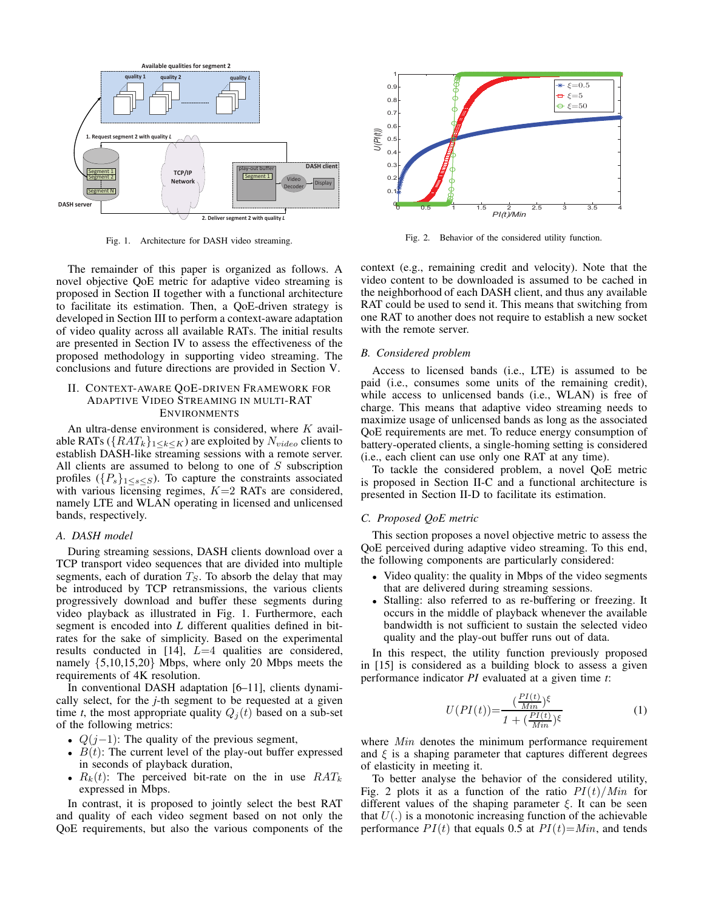Available qualities for segment 2

quality 1 quality 2 quality *L*

1. Request segment 2 with quality *L*

Segment 1
Segment 2
Segment N

DASH server

TCP/IP Network

play-out buffer
Segment 1

DASH client

Video Decoder

Display

2. Deliver segment 2 with quality *L*

Fig. 1. Architecture for DASH video streaming.

U(PI(t))

PI(t)/Min

$\xi$=0.5
$\xi$=5
$\xi$=50

Fig. 2. Behavior of the considered utility function.

The remainder of this paper is organized as follows. A novel objective QoE metric for adaptive video streaming is proposed in Section II together with a functional architecture to facilitate its estimation. Then, a QoE-driven strategy is developed in Section III to perform a context-aware adaptation of video quality across all available RATs. The initial results are presented in Section IV to assess the effectiveness of the proposed methodology in supporting video streaming. The conclusions and future directions are provided in Section V.

## II. Context-aware QoE-driven Framework for Adaptive Video Streaming in multi-RAT Environments

An ultra-dense environment is considered, where $K$ available RATs ($\{RAT_k\}_{1\leq k\leq K}$) are exploited by $N_{video}$ clients to establish DASH-like streaming sessions with a remote server. All clients are assumed to belong to one of $S$ subscription profiles ($\{P_s\}_{1\leq s\leq S}$). To capture the constraints associated with various licensing regimes, $K$=2 RATs are considered, namely LTE and WLAN operating in licensed and unlicensed bands, respectively.

### *A. DASH model*

During streaming sessions, DASH clients download over a TCP transport video sequences that are divided into multiple segments, each of duration $T_S$. To absorb the delay that may be introduced by TCP retransmissions, the various clients progressively download and buffer these segments during video playback as illustrated in Fig. 1. Furthermore, each segment is encoded into $L$ different qualities defined in bit-rates for the sake of simplicity. Based on the experimental results conducted in [14], $L$=4 qualities are considered, namely {5,10,15,20} Mbps, where only 20 Mbps meets the requirements of 4K resolution.

In conventional DASH adaptation [6–11], clients dynamically select, for the *j*-th segment to be requested at a given time *t*, the most appropriate quality $Q_j(t)$ based on a sub-set of the following metrics:

- $Q(j-1)$: The quality of the previous segment,
- $B(t)$: The current level of the play-out buffer expressed in seconds of playback duration,
- $R_k(t)$: The perceived bit-rate on the in use $RAT_k$ expressed in Mbps.

In contrast, it is proposed to jointly select the best RAT and quality of each video segment based on not only the QoE requirements, but also the various components of the context (e.g., remaining credit and velocity). Note that the video content to be downloaded is assumed to be cached in the neighborhood of each DASH client, and thus any available RAT could be used to send it. This means that switching from one RAT to another does not require to establish a new socket with the remote server.

### *B. Considered problem*

Access to licensed bands (i.e., LTE) is assumed to be paid (i.e., consumes some units of the remaining credit), while access to unlicensed bands (i.e., WLAN) is free of charge. This means that adaptive video streaming needs to maximize usage of unlicensed bands as long as the associated QoE requirements are met. To reduce energy consumption of battery-operated clients, a single-homing setting is considered (i.e., each client can use only one RAT at any time).

To tackle the considered problem, a novel QoE metric is proposed in Section II-C and a functional architecture is presented in Section II-D to facilitate its estimation.

### *C. Proposed QoE metric*

This section proposes a novel objective metric to assess the QoE perceived during adaptive video streaming. To this end, the following components are particularly considered:

- Video quality: the quality in Mbps of the video segments that are delivered during streaming sessions.
- Stalling: also referred to as re-buffering or freezing. It occurs in the middle of playback whenever the available bandwidth is not sufficient to sustain the selected video quality and the play-out buffer runs out of data.

In this respect, the utility function previously proposed in [15] is considered as a building block to assess a given performance indicator *PI* evaluated at a given time *t*:

$$U(PI(t))=\frac{(\frac{PI(t)}{Min})^{\xi}}{1+(\frac{PI(t)}{Min})^{\xi}} \tag{1}$$

where $Min$ denotes the minimum performance requirement and $\xi$ is a shaping parameter that captures different degrees of elasticity in meeting it.

To better analyse the behavior of the considered utility, Fig. 2 plots it as a function of the ratio $PI(t)/Min$ for different values of the shaping parameter $\xi$. It can be seen that $U(.)$ is a monotonic increasing function of the achievable performance $PI(t)$ that equals 0.5 at $PI(t)$=$Min$, and tends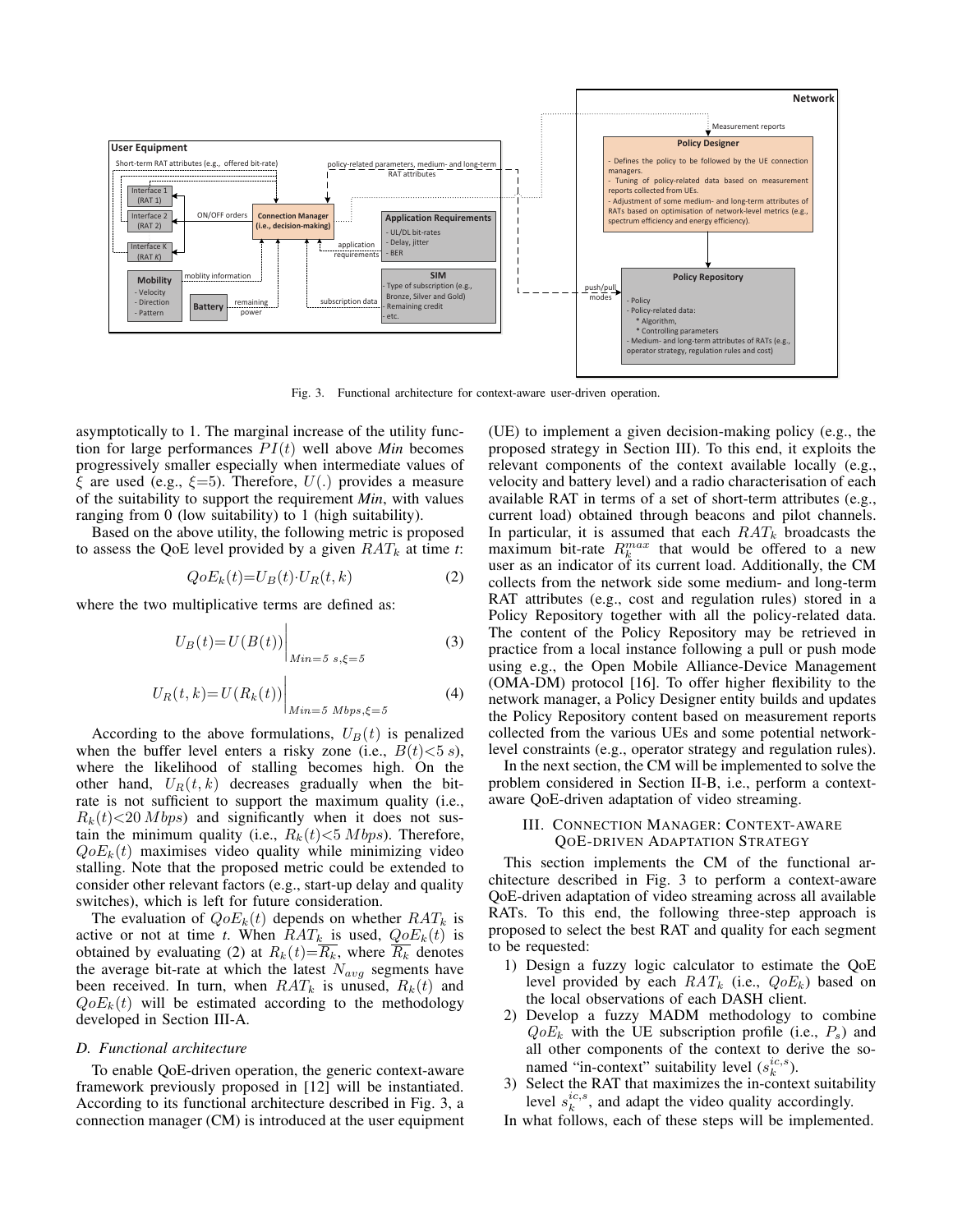Fig. 3. Functional architecture for context-aware user-driven operation.

asymptotically to 1. The marginal increase of the utility function for large performances $PI(t)$ well above *Min* becomes progressively smaller especially when intermediate values of $\xi$ are used (e.g., $\xi$=5). Therefore, $U(.)$ provides a measure of the suitability to support the requirement *Min*, with values ranging from 0 (low suitability) to 1 (high suitability).

Based on the above utility, the following metric is proposed to assess the QoE level provided by a given $RAT_k$ at time *t*:

$$QoE_k(t) = U_B(t) \cdot U_R(t,k) \tag{2}$$

where the two multiplicative terms are defined as:

$$U_B(t) = U(B(t))\bigg|_{Min=5\ s, \xi=5} \tag{3}$$

$$U_R(t,k) = U(R_k(t))\bigg|_{Min=5\ Mbps, \xi=5} \tag{4}$$

According to the above formulations, $U_B(t)$ is penalized when the buffer level enters a risky zone (i.e., $B(t){<}5\ s$), where the likelihood of stalling becomes high. On the other hand, $U_R(t,k)$ decreases gradually when the bit-rate is not sufficient to support the maximum quality (i.e., $R_k(t){<}20\ Mbps$) and significantly when it does not sustain the minimum quality (i.e., $R_k(t){<}5\ Mbps$). Therefore, $QoE_k(t)$ maximises video quality while minimizing video stalling. Note that the proposed metric could be extended to consider other relevant factors (e.g., start-up delay and quality switches), which is left for future consideration.

The evaluation of $QoE_k(t)$ depends on whether $RAT_k$ is active or not at time *t*. When $RAT_k$ is used, $QoE_k(t)$ is obtained by evaluating (2) at $R_k(t){=}\overline{R_k}$, where $\overline{R_k}$ denotes the average bit-rate at which the latest $N_{avg}$ segments have been received. In turn, when $RAT_k$ is unused, $R_k(t)$ and $QoE_k(t)$ will be estimated according to the methodology developed in Section III-A.

### D. Functional architecture

To enable QoE-driven operation, the generic context-aware framework previously proposed in [12] will be instantiated. According to its functional architecture described in Fig. 3, a connection manager (CM) is introduced at the user equipment (UE) to implement a given decision-making policy (e.g., the proposed strategy in Section III). To this end, it exploits the relevant components of the context available locally (e.g., velocity and battery level) and a radio characterisation of each available RAT in terms of a set of short-term attributes (e.g., current load) obtained through beacons and pilot channels. In particular, it is assumed that each $RAT_k$ broadcasts the maximum bit-rate $R_k^{max}$ that would be offered to a new user as an indicator of its current load. Additionally, the CM collects from the network side some medium- and long-term RAT attributes (e.g., cost and regulation rules) stored in a Policy Repository together with all the policy-related data. The content of the Policy Repository may be retrieved in practice from a local instance following a pull or push mode using e.g., the Open Mobile Alliance-Device Management (OMA-DM) protocol [16]. To offer higher flexibility to the network manager, a Policy Designer entity builds and updates the Policy Repository content based on measurement reports collected from the various UEs and some potential network-level constraints (e.g., operator strategy and regulation rules).

In the next section, the CM will be implemented to solve the problem considered in Section II-B, i.e., perform a context-aware QoE-driven adaptation of video streaming.

## III. Connection Manager: Context-aware QoE-driven Adaptation Strategy

This section implements the CM of the functional architecture described in Fig. 3 to perform a context-aware QoE-driven adaptation of video streaming across all available RATs. To this end, the following three-step approach is proposed to select the best RAT and quality for each segment to be requested:

1) Design a fuzzy logic calculator to estimate the QoE level provided by each $RAT_k$ (i.e., $QoE_k$) based on the local observations of each DASH client.
2) Develop a fuzzy MADM methodology to combine $QoE_k$ with the UE subscription profile (i.e., $P_s$) and all other components of the context to derive the so-named "in-context" suitability level ($s_k^{ic,s}$).
3) Select the RAT that maximizes the in-context suitability level $s_k^{ic,s}$, and adapt the video quality accordingly.

In what follows, each of these steps will be implemented.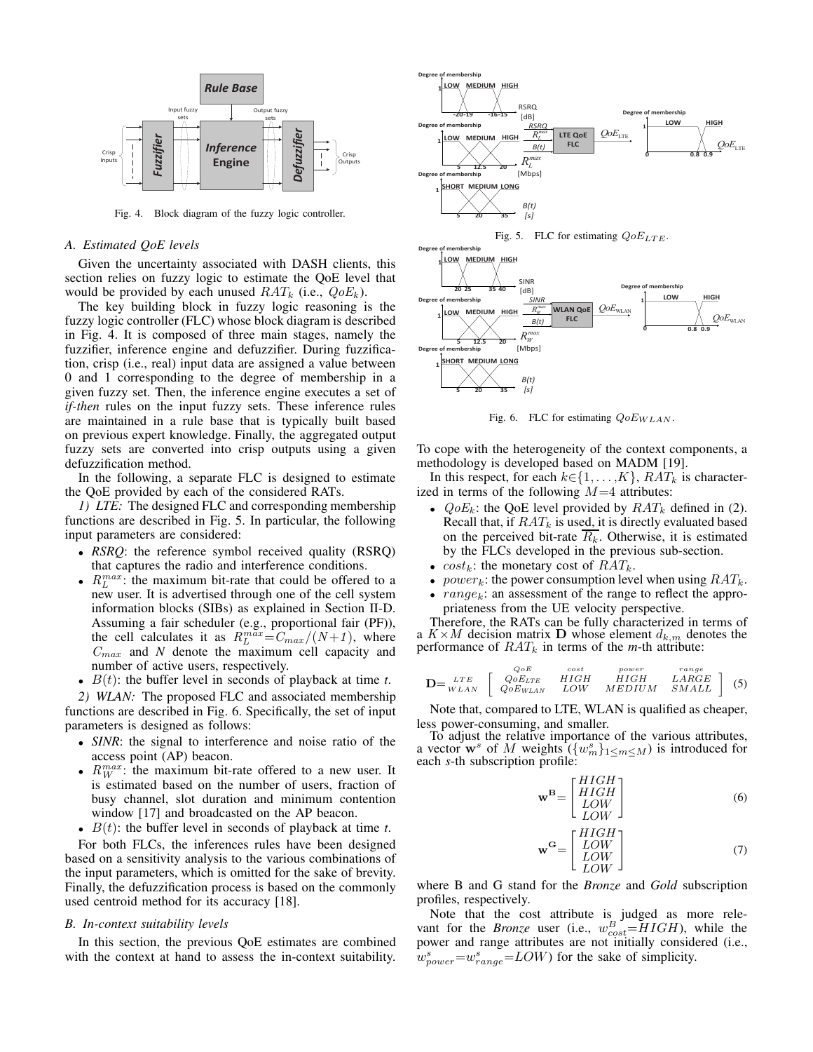Fig. 4. Block diagram of the fuzzy logic controller.

### A. Estimated QoE levels

Given the uncertainty associated with DASH clients, this section relies on fuzzy logic to estimate the QoE level that would be provided by each unused $RAT_k$ (i.e., $QoE_k$).

The key building block in fuzzy logic reasoning is the fuzzy logic controller (FLC) whose block diagram is described in Fig. 4. It is composed of three main stages, namely the fuzzifier, inference engine and defuzzifier. During fuzzification, crisp (i.e., real) input data are assigned a value between 0 and 1 corresponding to the degree of membership in a given fuzzy set. Then, the inference engine executes a set of *if-then* rules on the input fuzzy sets. These inference rules are maintained in a rule base that is typically built based on previous expert knowledge. Finally, the aggregated output fuzzy sets are converted into crisp outputs using a given defuzzification method.

In the following, a separate FLC is designed to estimate the QoE provided by each of the considered RATs.

*1) LTE:* The designed FLC and corresponding membership functions are described in Fig. 5. In particular, the following input parameters are considered:

- *RSRQ*: the reference symbol received quality (RSRQ) that captures the radio and interference conditions.
- $R_L^{max}$: the maximum bit-rate that could be offered to a new user. It is advertised through one of the cell system information blocks (SIBs) as explained in Section II-D. Assuming a fair scheduler (e.g., proportional fair (PF)), the cell calculates it as $R_L^{max}=C_{max}/(N+1)$, where $C_{max}$ and $N$ denote the maximum cell capacity and number of active users, respectively.
- $B(t)$: the buffer level in seconds of playback at time *t*.

*2) WLAN:* The proposed FLC and associated membership functions are described in Fig. 6. Specifically, the set of input parameters is designed as follows:

- *SINR*: the signal to interference and noise ratio of the access point (AP) beacon.
- $R_W^{max}$: the maximum bit-rate offered to a new user. It is estimated based on the number of users, fraction of busy channel, slot duration and minimum contention window [17] and broadcasted on the AP beacon.
- $B(t)$: the buffer level in seconds of playback at time *t*.

For both FLCs, the inferences rules have been designed based on a sensitivity analysis to the various combinations of the input parameters, which is omitted for the sake of brevity. Finally, the defuzzification process is based on the commonly used centroid method for its accuracy [18].

### B. In-context suitability levels

In this section, the previous QoE estimates are combined with the context at hand to assess the in-context suitability.

Fig. 5. FLC for estimating $QoE_{LTE}$.

Fig. 6. FLC for estimating $QoE_{WLAN}$.

To cope with the heterogeneity of the context components, a methodology is developed based on MADM [19].

In this respect, for each $k\in\{1,\ldots,K\}$, $RAT_k$ is characterized in terms of the following $M=4$ attributes:

- $QoE_k$: the QoE level provided by $RAT_k$ defined in (2). Recall that, if $RAT_k$ is used, it is directly evaluated based on the perceived bit-rate $\overline{R_k}$. Otherwise, it is estimated by the FLCs developed in the previous sub-section.
- $cost_k$: the monetary cost of $RAT_k$.
- $power_k$: the power consumption level when using $RAT_k$.
- $range_k$: an assessment of the range to reflect the appropriateness from the UE velocity perspective.

Therefore, the RATs can be fully characterized in terms of a $K\times M$ decision matrix $\mathbf{D}$ whose element $d_{k,m}$ denotes the performance of $RAT_k$ in terms of the *m*-th attribute:

$$\mathbf{D}=\begin{matrix} \scriptstyle LTE \\ \scriptstyle WLAN \end{matrix}\begin{bmatrix} \overset{\scriptstyle QoE}{QoE_{LTE}} & \overset{\scriptstyle cost}{HIGH} & \overset{\scriptstyle power}{HIGH} & \overset{\scriptstyle range}{LARGE} \\ QoE_{WLAN} & LOW & MEDIUM & SMALL \end{bmatrix} \quad (5)$$

Note that, compared to LTE, WLAN is qualified as cheaper, less power-consuming, and smaller.

To adjust the relative importance of the various attributes, a vector $\mathbf{w}^s$ of $M$ weights ($\{w_m^s\}_{1\leq m\leq M}$) is introduced for each *s*-th subscription profile:

$$\mathbf{w}^{\mathbf{B}}=\begin{bmatrix} HIGH \\ HIGH \\ LOW \\ LOW \end{bmatrix} \quad (6)$$

$$\mathbf{w}^{\mathbf{G}}=\begin{bmatrix} HIGH \\ LOW \\ LOW \\ LOW \end{bmatrix} \quad (7)$$

where B and G stand for the *Bronze* and *Gold* subscription profiles, respectively.

Note that the cost attribute is judged as more relevant for the *Bronze* user (i.e., $w_{cost}^B=HIGH$), while the power and range attributes are not initially considered (i.e., $w_{power}^s=w_{range}^s=LOW$) for the sake of simplicity.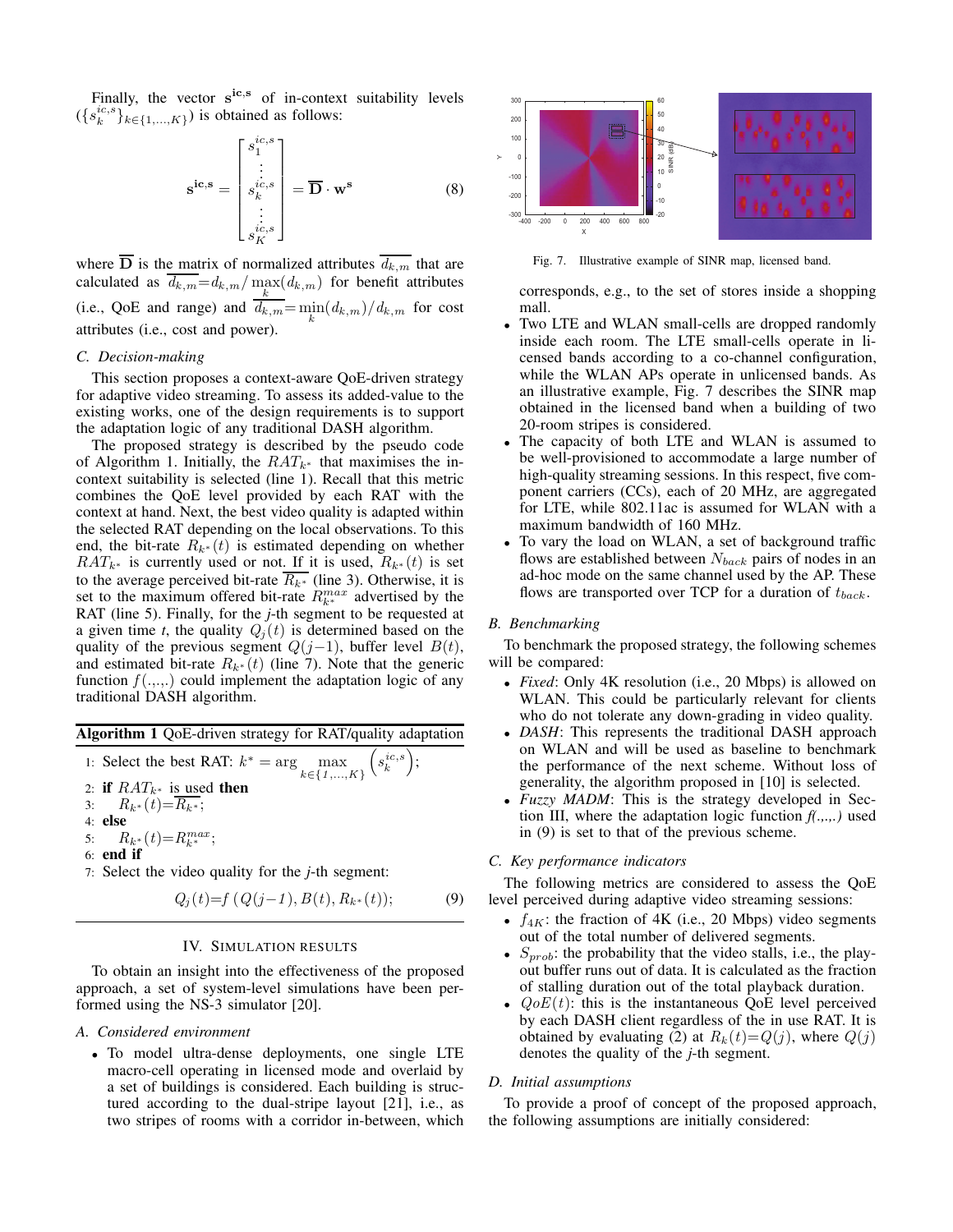Finally, the vector $\mathbf{s^{ic,s}}$ of in-context suitability levels ($\{s_k^{ic,s}\}_{k\in\{1,\ldots,K\}}$) is obtained as follows:

$$\mathbf{s^{ic,s}} = \begin{bmatrix} s_1^{ic,s} \\ \vdots \\ s_k^{ic,s} \\ \vdots \\ s_K^{ic,s} \end{bmatrix} = \overline{\mathbf{D}} \cdot \mathbf{w^s} \tag{8}$$

where $\overline{\mathbf{D}}$ is the matrix of normalized attributes $\overline{d_{k,m}}$ that are calculated as $\overline{d_{k,m}}=d_{k,m}/\max_k(d_{k,m})$ for benefit attributes (i.e., QoE and range) and $\overline{d_{k,m}}=\min_k(d_{k,m})/d_{k,m}$ for cost attributes (i.e., cost and power).

### C. Decision-making

This section proposes a context-aware QoE-driven strategy for adaptive video streaming. To assess its added-value to the existing works, one of the design requirements is to support the adaptation logic of any traditional DASH algorithm.

The proposed strategy is described by the pseudo code of Algorithm 1. Initially, the $RAT_{k^*}$ that maximises the in-context suitability is selected (line 1). Recall that this metric combines the QoE level provided by each RAT with the context at hand. Next, the best video quality is adapted within the selected RAT depending on the local observations. To this end, the bit-rate $R_{k^*}(t)$ is estimated depending on whether $RAT_{k^*}$ is currently used or not. If it is used, $R_{k^*}(t)$ is set to the average perceived bit-rate $\overline{R_{k^*}}$ (line 3). Otherwise, it is set to the maximum offered bit-rate $R_{k^*}^{max}$ advertised by the RAT (line 5). Finally, for the *j*-th segment to be requested at a given time *t*, the quality $Q_j(t)$ is determined based on the quality of the previous segment $Q(j-1)$, buffer level $B(t)$, and estimated bit-rate $R_{k^*}(t)$ (line 7). Note that the generic function $f(.,.,.)$ could implement the adaptation logic of any traditional DASH algorithm.

**Algorithm 1** QoE-driven strategy for RAT/quality adaptation

1: Select the best RAT: $k^* = \arg\max_{k\in\{1,\ldots,K\}} \left(s_k^{ic,s}\right)$;
2: **if** $RAT_{k^*}$ is used **then**
3: $\quad R_{k^*}(t)=\overline{R_{k^*}}$;
4: **else**
5: $\quad R_{k^*}(t)=R_{k^*}^{max}$;
6: **end if**
7: Select the video quality for the *j*-th segment:

$$Q_j(t)=f\left(Q(j-1), B(t), R_{k^*}(t)\right); \tag{9}$$

## IV. Simulation Results

To obtain an insight into the effectiveness of the proposed approach, a set of system-level simulations have been performed using the NS-3 simulator [20].

### A. Considered environment

- To model ultra-dense deployments, one single LTE macro-cell operating in licensed mode and overlaid by a set of buildings is considered. Each building is structured according to the dual-stripe layout [21], i.e., as two stripes of rooms with a corridor in-between, which corresponds, e.g., to the set of stores inside a shopping mall.
- Two LTE and WLAN small-cells are dropped randomly inside each room. The LTE small-cells operate in licensed bands according to a co-channel configuration, while the WLAN APs operate in unlicensed bands. As an illustrative example, Fig. 7 describes the SINR map obtained in the licensed band when a building of two 20-room stripes is considered.
- The capacity of both LTE and WLAN is assumed to be well-provisioned to accommodate a large number of high-quality streaming sessions. In this respect, five component carriers (CCs), each of 20 MHz, are aggregated for LTE, while 802.11ac is assumed for WLAN with a maximum bandwidth of 160 MHz.
- To vary the load on WLAN, a set of background traffic flows are established between $N_{back}$ pairs of nodes in an ad-hoc mode on the same channel used by the AP. These flows are transported over TCP for a duration of $t_{back}$.

Fig. 7. Illustrative example of SINR map, licensed band.

### B. Benchmarking

To benchmark the proposed strategy, the following schemes will be compared:

- *Fixed*: Only 4K resolution (i.e., 20 Mbps) is allowed on WLAN. This could be particularly relevant for clients who do not tolerate any down-grading in video quality.
- *DASH*: This represents the traditional DASH approach on WLAN and will be used as baseline to benchmark the performance of the next scheme. Without loss of generality, the algorithm proposed in [10] is selected.
- *Fuzzy MADM*: This is the strategy developed in Section III, where the adaptation logic function *f(.,.,.)* used in (9) is set to that of the previous scheme.

### C. Key performance indicators

The following metrics are considered to assess the QoE level perceived during adaptive video streaming sessions:

- $f_{4K}$: the fraction of 4K (i.e., 20 Mbps) video segments out of the total number of delivered segments.
- $S_{prob}$: the probability that the video stalls, i.e., the playout buffer runs out of data. It is calculated as the fraction of stalling duration out of the total playback duration.
- $QoE(t)$: this is the instantaneous QoE level perceived by each DASH client regardless of the in use RAT. It is obtained by evaluating (2) at $R_k(t)=Q(j)$, where $Q(j)$ denotes the quality of the *j*-th segment.

### D. Initial assumptions

To provide a proof of concept of the proposed approach, the following assumptions are initially considered: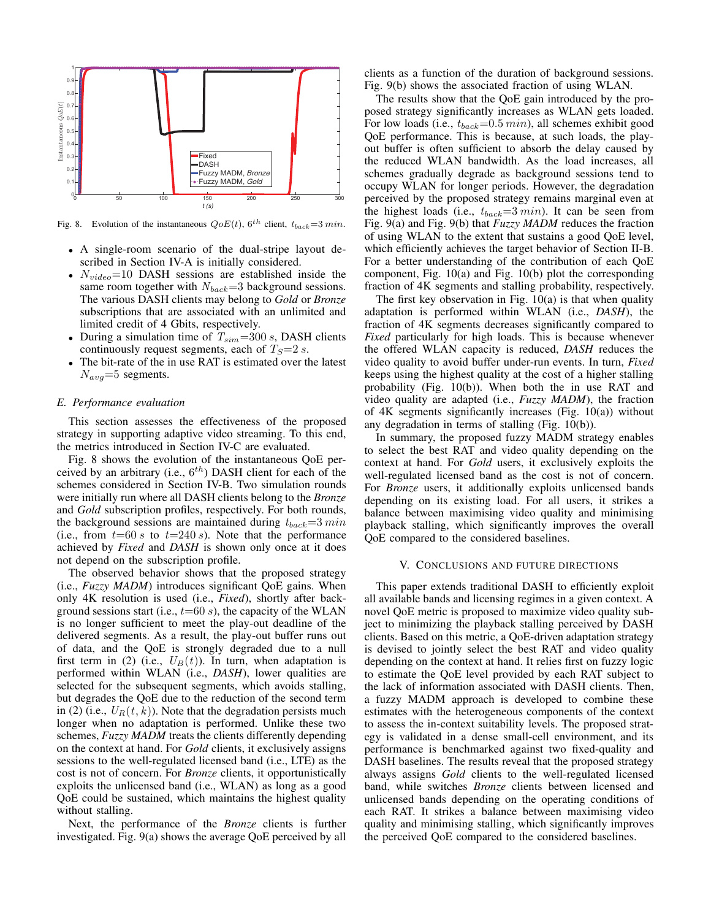Fig. 8. Evolution of the instantaneous $QoE(t)$, $6^{th}$ client, $t_{back}$=3 $min$.

- A single-room scenario of the dual-stripe layout described in Section IV-A is initially considered.
- $N_{video}$=10 DASH sessions are established inside the same room together with $N_{back}$=3 background sessions. The various DASH clients may belong to *Gold* or *Bronze* subscriptions that are associated with an unlimited and limited credit of 4 Gbits, respectively.
- During a simulation time of $T_{sim}$=300 $s$, DASH clients continuously request segments, each of $T_S$=2 $s$.
- The bit-rate of the in use RAT is estimated over the latest $N_{avg}$=5 segments.

### E. Performance evaluation

This section assesses the effectiveness of the proposed strategy in supporting adaptive video streaming. To this end, the metrics introduced in Section IV-C are evaluated.

Fig. 8 shows the evolution of the instantaneous QoE perceived by an arbitrary (i.e., $6^{th}$) DASH client for each of the schemes considered in Section IV-B. Two simulation rounds were initially run where all DASH clients belong to the *Bronze* and *Gold* subscription profiles, respectively. For both rounds, the background sessions are maintained during $t_{back}$=3 $min$ (i.e., from $t$=60 $s$ to $t$=240 $s$). Note that the performance achieved by *Fixed* and *DASH* is shown only once at it does not depend on the subscription profile.

The observed behavior shows that the proposed strategy (i.e., *Fuzzy MADM*) introduces significant QoE gains. When only 4K resolution is used (i.e., *Fixed*), shortly after background sessions start (i.e., $t$=60 $s$), the capacity of the WLAN is no longer sufficient to meet the play-out deadline of the delivered segments. As a result, the play-out buffer runs out of data, and the QoE is strongly degraded due to a null first term in (2) (i.e., $U_B(t)$). In turn, when adaptation is performed within WLAN (i.e., *DASH*), lower qualities are selected for the subsequent segments, which avoids stalling, but degrades the QoE due to the reduction of the second term in (2) (i.e., $U_R(t,k)$). Note that the degradation persists much longer when no adaptation is performed. Unlike these two schemes, *Fuzzy MADM* treats the clients differently depending on the context at hand. For *Gold* clients, it exclusively assigns sessions to the well-regulated licensed band (i.e., LTE) as the cost is not of concern. For *Bronze* clients, it opportunistically exploits the unlicensed band (i.e., WLAN) as long as a good QoE could be sustained, which maintains the highest quality without stalling.

Next, the performance of the *Bronze* clients is further investigated. Fig. 9(a) shows the average QoE perceived by all clients as a function of the duration of background sessions. Fig. 9(b) shows the associated fraction of using WLAN.

The results show that the QoE gain introduced by the proposed strategy significantly increases as WLAN gets loaded. For low loads (i.e., $t_{back}$=0.5 $min$), all schemes exhibit good QoE performance. This is because, at such loads, the play-out buffer is often sufficient to absorb the delay caused by the reduced WLAN bandwidth. As the load increases, all schemes gradually degrade as background sessions tend to occupy WLAN for longer periods. However, the degradation perceived by the proposed strategy remains marginal even at the highest loads (i.e., $t_{back}$=3 $min$). It can be seen from Fig. 9(a) and Fig. 9(b) that *Fuzzy MADM* reduces the fraction of using WLAN to the extent that sustains a good QoE level, which efficiently achieves the target behavior of Section II-B. For a better understanding of the contribution of each QoE component, Fig. 10(a) and Fig. 10(b) plot the corresponding fraction of 4K segments and stalling probability, respectively.

The first key observation in Fig. 10(a) is that when quality adaptation is performed within WLAN (i.e., *DASH*), the fraction of 4K segments decreases significantly compared to *Fixed* particularly for high loads. This is because whenever the offered WLAN capacity is reduced, *DASH* reduces the video quality to avoid buffer under-run events. In turn, *Fixed* keeps using the highest quality at the cost of a higher stalling probability (Fig. 10(b)). When both the in use RAT and video quality are adapted (i.e., *Fuzzy MADM*), the fraction of 4K segments significantly increases (Fig. 10(a)) without any degradation in terms of stalling (Fig. 10(b)).

In summary, the proposed fuzzy MADM strategy enables to select the best RAT and video quality depending on the context at hand. For *Gold* users, it exclusively exploits the well-regulated licensed band as the cost is not of concern. For *Bronze* users, it additionally exploits unlicensed bands depending on its existing load. For all users, it strikes a balance between maximising video quality and minimising playback stalling, which significantly improves the overall QoE compared to the considered baselines.

## V. Conclusions and Future Directions

This paper extends traditional DASH to efficiently exploit all available bands and licensing regimes in a given context. A novel QoE metric is proposed to maximize video quality subject to minimizing the playback stalling perceived by DASH clients. Based on this metric, a QoE-driven adaptation strategy is devised to jointly select the best RAT and video quality depending on the context at hand. It relies first on fuzzy logic to estimate the QoE level provided by each RAT subject to the lack of information associated with DASH clients. Then, a fuzzy MADM approach is developed to combine these estimates with the heterogeneous components of the context to assess the in-context suitability levels. The proposed strategy is validated in a dense small-cell environment, and its performance is benchmarked against two fixed-quality and DASH baselines. The results reveal that the proposed strategy always assigns *Gold* clients to the well-regulated licensed band, while switches *Bronze* clients between licensed and unlicensed bands depending on the operating conditions of each RAT. It strikes a balance between maximising video quality and minimising stalling, which significantly improves the perceived QoE compared to the considered baselines.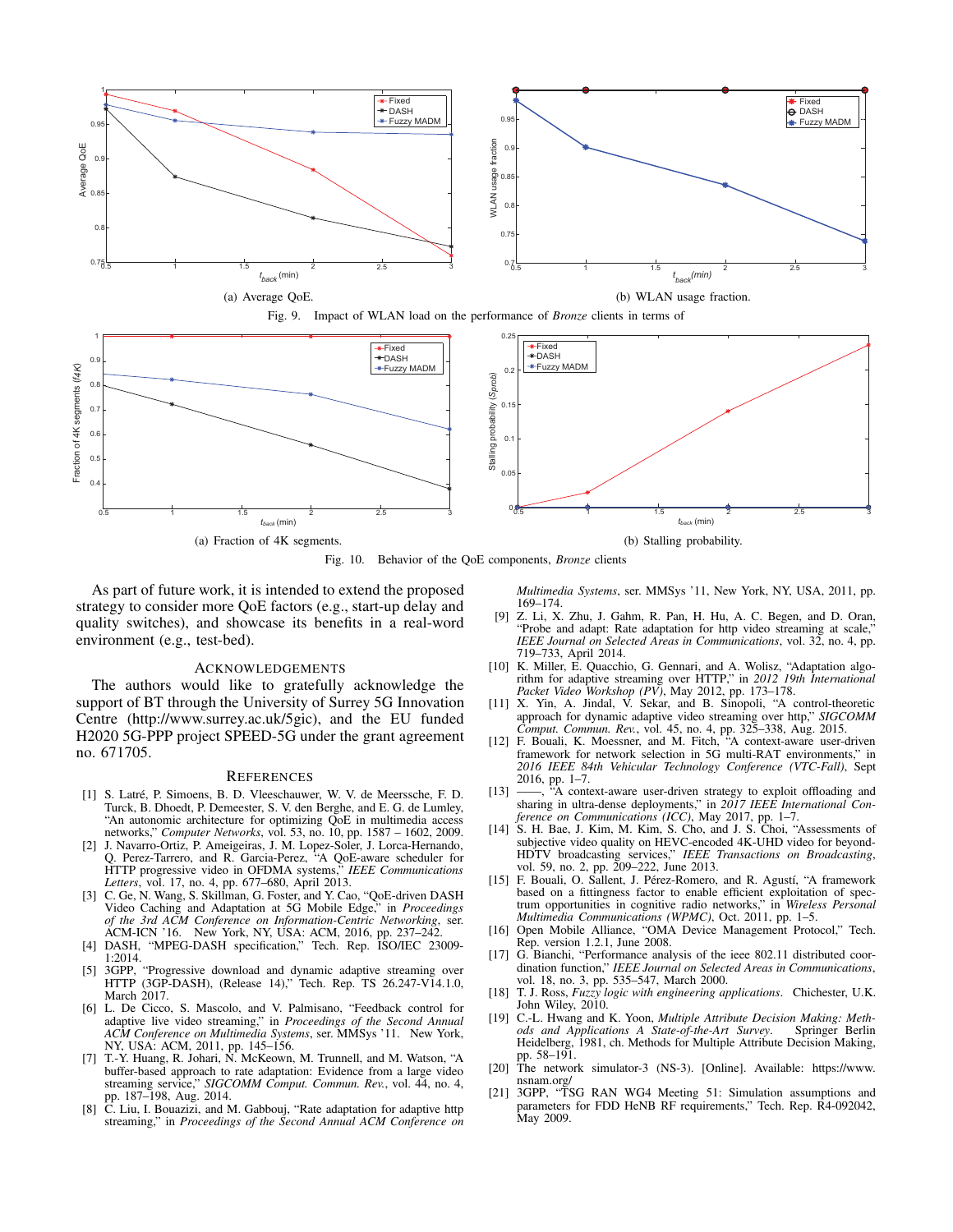Fixed
DASH
Fuzzy MADM

Average QoE

$t_{back}$ (min)

(a) Average QoE.

Fixed
DASH
Fuzzy MADM

WLAN usage fraction

$t_{back}$ (min)

(b) WLAN usage fraction.

Fig. 9. Impact of WLAN load on the performance of *Bronze* clients in terms of

Fixed
DASH
Fuzzy MADM

Fraction of 4K segments ($f4K$)

$t_{back}$ (min)

(a) Fraction of 4K segments.

Fixed
DASH
Fuzzy MADM

Stalling probability ($Sprob$)

$t_{back}$ (min)

(b) Stalling probability.

Fig. 10. Behavior of the QoE components, *Bronze* clients

As part of future work, it is intended to extend the proposed strategy to consider more QoE factors (e.g., start-up delay and quality switches), and showcase its benefits in a real-word environment (e.g., test-bed).

## Acknowledgements

The authors would like to gratefully acknowledge the support of BT through the University of Surrey 5G Innovation Centre (http://www.surrey.ac.uk/5gic), and the EU funded H2020 5G-PPP project SPEED-5G under the grant agreement no. 671705.

## References

[1] S. Latré, P. Simoens, B. D. Vleeschauwer, W. V. de Meerssche, F. D. Turck, B. Dhoedt, P. Demeester, S. V. den Berghe, and E. G. de Lumley, "An autonomic architecture for optimizing QoE in multimedia access networks," *Computer Networks*, vol. 53, no. 10, pp. 1587 – 1602, 2009.

[2] J. Navarro-Ortiz, P. Ameigeiras, J. M. Lopez-Soler, J. Lorca-Hernando, Q. Perez-Tarrero, and R. Garcia-Perez, "A QoE-aware scheduler for HTTP progressive video in OFDMA systems," *IEEE Communications Letters*, vol. 17, no. 4, pp. 677–680, April 2013.

[3] C. Ge, N. Wang, S. Skillman, G. Foster, and Y. Cao, "QoE-driven DASH Video Caching and Adaptation at 5G Mobile Edge," in *Proceedings of the 3rd ACM Conference on Information-Centric Networking*, ser. ACM-ICN '16. New York, NY, USA: ACM, 2016, pp. 237–242.

[4] DASH, "MPEG-DASH specification," Tech. Rep. ISO/IEC 23009-1:2014.

[5] 3GPP, "Progressive download and dynamic adaptive streaming over HTTP (3GP-DASH), (Release 14)," Tech. Rep. TS 26.247-V14.1.0, March 2017.

[6] L. De Cicco, S. Mascolo, and V. Palmisano, "Feedback control for adaptive live video streaming," in *Proceedings of the Second Annual ACM Conference on Multimedia Systems*, ser. MMSys '11. New York, NY, USA: ACM, 2011, pp. 145–156.

[7] T.-Y. Huang, R. Johari, N. McKeown, M. Trunnell, and M. Watson, "A buffer-based approach to rate adaptation: Evidence from a large video streaming service," *SIGCOMM Comput. Commun. Rev.*, vol. 44, no. 4, pp. 187–198, Aug. 2014.

[8] C. Liu, I. Bouazizi, and M. Gabbouj, "Rate adaptation for adaptive http streaming," in *Proceedings of the Second Annual ACM Conference on Multimedia Systems*, ser. MMSys '11, New York, NY, USA, 2011, pp. 169–174.

[9] Z. Li, X. Zhu, J. Gahm, R. Pan, H. Hu, A. C. Begen, and D. Oran, "Probe and adapt: Rate adaptation for http video streaming at scale," *IEEE Journal on Selected Areas in Communications*, vol. 32, no. 4, pp. 719–733, April 2014.

[10] K. Miller, E. Quacchio, G. Gennari, and A. Wolisz, "Adaptation algorithm for adaptive streaming over HTTP," in *2012 19th International Packet Video Workshop (PV)*, May 2012, pp. 173–178.

[11] X. Yin, A. Jindal, V. Sekar, and B. Sinopoli, "A control-theoretic approach for dynamic adaptive video streaming over http," *SIGCOMM Comput. Commun. Rev.*, vol. 45, no. 4, pp. 325–338, Aug. 2015.

[12] F. Bouali, K. Moessner, and M. Fitch, "A context-aware user-driven framework for network selection in 5G multi-RAT environments," in *2016 IEEE 84th Vehicular Technology Conference (VTC-Fall)*, Sept 2016, pp. 1–7.

[13] ——, "A context-aware user-driven strategy to exploit offloading and sharing in ultra-dense deployments," in *2017 IEEE International Conference on Communications (ICC)*, May 2017, pp. 1–7.

[14] S. H. Bae, J. Kim, M. Kim, S. Cho, and J. S. Choi, "Assessments of subjective video quality on HEVC-encoded 4K-UHD video for beyond-HDTV broadcasting services," *IEEE Transactions on Broadcasting*, vol. 59, no. 2, pp. 209–222, June 2013.

[15] F. Bouali, O. Sallent, J. Pérez-Romero, and R. Agustí, "A framework based on a fittingness factor to enable efficient exploitation of spectrum opportunities in cognitive radio networks," in *Wireless Personal Multimedia Communications (WPMC)*, Oct. 2011, pp. 1–5.

[16] Open Mobile Alliance, "OMA Device Management Protocol," Tech. Rep. version 1.2.1, June 2008.

[17] G. Bianchi, "Performance analysis of the ieee 802.11 distributed coordination function," *IEEE Journal on Selected Areas in Communications*, vol. 18, no. 3, pp. 535–547, March 2000.

[18] T. J. Ross, *Fuzzy logic with engineering applications*. Chichester, U.K. John Wiley, 2010.

[19] C.-L. Hwang and K. Yoon, *Multiple Attribute Decision Making: Methods and Applications A State-of-the-Art Survey*. Springer Berlin Heidelberg, 1981, ch. Methods for Multiple Attribute Decision Making, pp. 58–191.

[20] The network simulator-3 (NS-3). [Online]. Available: https://www.nsnam.org/

[21] 3GPP, "TSG RAN WG4 Meeting 51: Simulation assumptions and parameters for FDD HeNB RF requirements," Tech. Rep. R4-092042, May 2009.